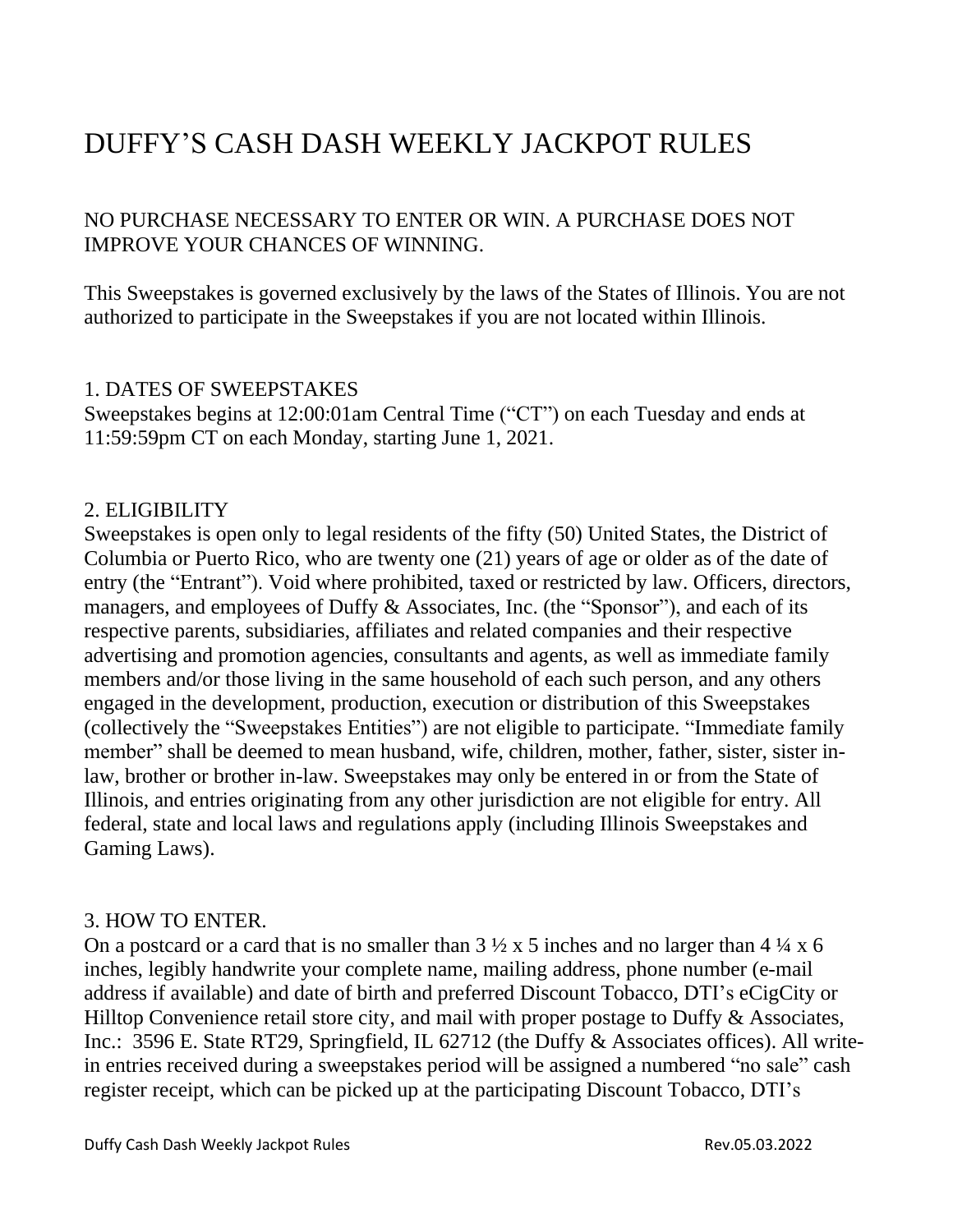# DUFFY'S CASH DASH WEEKLY JACKPOT RULES

NO PURCHASE NECESSARY TO ENTER OR WIN. A PURCHASE DOES NOT IMPROVE YOUR CHANCES OF WINNING.

This Sweepstakes is governed exclusively by the laws of the States of Illinois. You are not authorized to participate in the Sweepstakes if you are not located within Illinois.

## 1. DATES OF SWEEPSTAKES

Sweepstakes begins at 12:00:01am Central Time ("CT") on each Tuesday and ends at 11:59:59pm CT on each Monday, starting June 1, 2021.

## 2. ELIGIBILITY

Sweepstakes is open only to legal residents of the fifty (50) United States, the District of Columbia or Puerto Rico, who are twenty one (21) years of age or older as of the date of entry (the "Entrant"). Void where prohibited, taxed or restricted by law. Officers, directors, managers, and employees of Duffy & Associates, Inc. (the "Sponsor"), and each of its respective parents, subsidiaries, affiliates and related companies and their respective advertising and promotion agencies, consultants and agents, as well as immediate family members and/or those living in the same household of each such person, and any others engaged in the development, production, execution or distribution of this Sweepstakes (collectively the "Sweepstakes Entities") are not eligible to participate. "Immediate family member" shall be deemed to mean husband, wife, children, mother, father, sister, sister in-law, brother or brother in-law. Sweepstakes may only be entered in or from the State of Illinois, and entries originating from any other jurisdiction are not eligible for entry. All federal, state and local laws and regulations apply (including Illinois Sweepstakes and Gaming Laws).

## 3. HOW TO ENTER.

On a postcard or a card that is no smaller than 3 ½ x 5 inches and no larger than 4 ¼ x 6 inches, legibly handwrite your complete name, mailing address, phone number (e-mail address if available) and date of birth and preferred Discount Tobacco, DTI's eCigCity or Hilltop Convenience retail store city, and mail with proper postage to Duffy & Associates, Inc.: 3596 E. State RT29, Springfield, IL 62712 (the Duffy & Associates offices). All write-in entries received during a sweepstakes period will be assigned a numbered "no sale" cash register receipt, which can be picked up at the participating Discount Tobacco, DTI's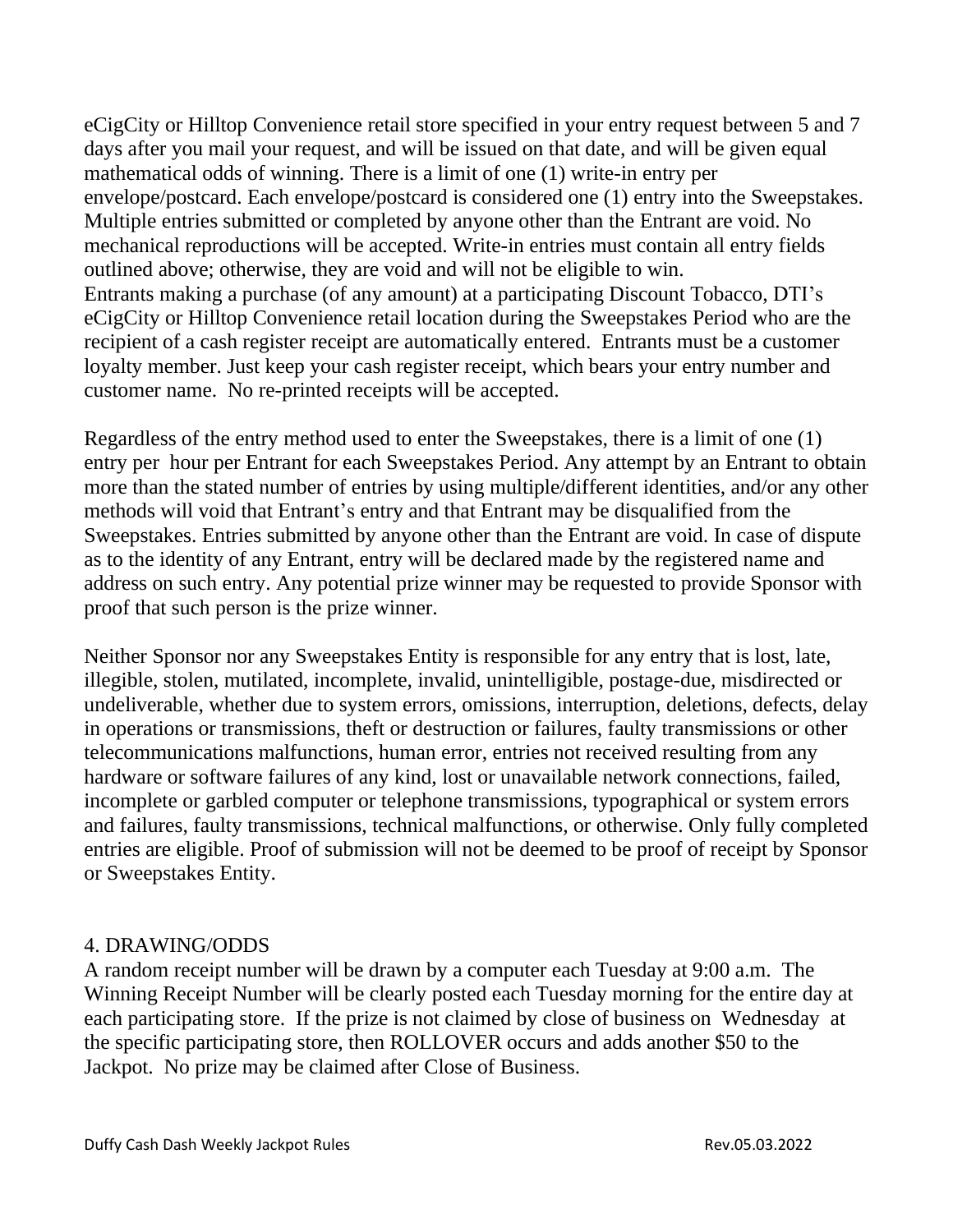eCigCity or Hilltop Convenience retail store specified in your entry request between 5 and 7 days after you mail your request, and will be issued on that date, and will be given equal mathematical odds of winning. There is a limit of one (1) write-in entry per envelope/postcard. Each envelope/postcard is considered one (1) entry into the Sweepstakes. Multiple entries submitted or completed by anyone other than the Entrant are void. No mechanical reproductions will be accepted. Write-in entries must contain all entry fields outlined above; otherwise, they are void and will not be eligible to win.
Entrants making a purchase (of any amount) at a participating Discount Tobacco, DTI's eCigCity or Hilltop Convenience retail location during the Sweepstakes Period who are the recipient of a cash register receipt are automatically entered. Entrants must be a customer loyalty member. Just keep your cash register receipt, which bears your entry number and customer name. No re-printed receipts will be accepted.

Regardless of the entry method used to enter the Sweepstakes, there is a limit of one (1) entry per hour per Entrant for each Sweepstakes Period. Any attempt by an Entrant to obtain more than the stated number of entries by using multiple/different identities, and/or any other methods will void that Entrant's entry and that Entrant may be disqualified from the Sweepstakes. Entries submitted by anyone other than the Entrant are void. In case of dispute as to the identity of any Entrant, entry will be declared made by the registered name and address on such entry. Any potential prize winner may be requested to provide Sponsor with proof that such person is the prize winner.

Neither Sponsor nor any Sweepstakes Entity is responsible for any entry that is lost, late, illegible, stolen, mutilated, incomplete, invalid, unintelligible, postage-due, misdirected or undeliverable, whether due to system errors, omissions, interruption, deletions, defects, delay in operations or transmissions, theft or destruction or failures, faulty transmissions or other telecommunications malfunctions, human error, entries not received resulting from any hardware or software failures of any kind, lost or unavailable network connections, failed, incomplete or garbled computer or telephone transmissions, typographical or system errors and failures, faulty transmissions, technical malfunctions, or otherwise. Only fully completed entries are eligible. Proof of submission will not be deemed to be proof of receipt by Sponsor or Sweepstakes Entity.

## 4. DRAWING/ODDS

A random receipt number will be drawn by a computer each Tuesday at 9:00 a.m. The Winning Receipt Number will be clearly posted each Tuesday morning for the entire day at each participating store. If the prize is not claimed by close of business on Wednesday at the specific participating store, then ROLLOVER occurs and adds another $50 to the Jackpot. No prize may be claimed after Close of Business.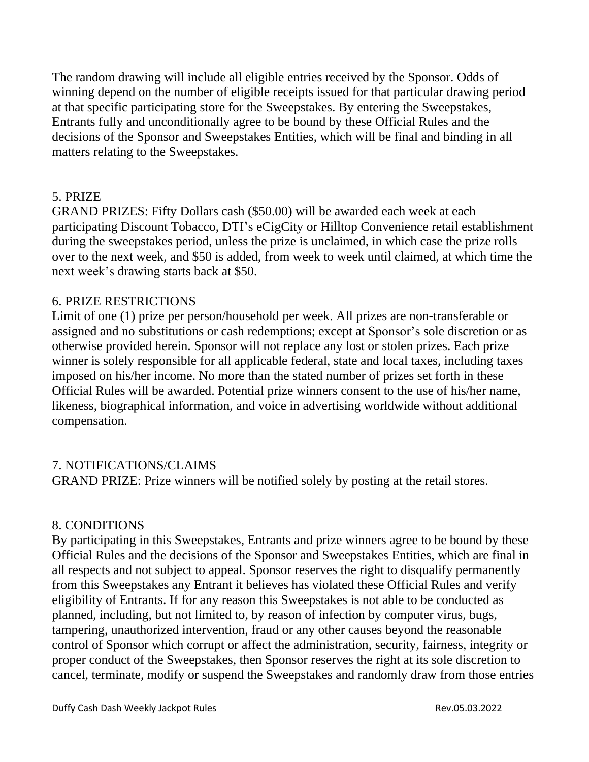The random drawing will include all eligible entries received by the Sponsor. Odds of winning depend on the number of eligible receipts issued for that particular drawing period at that specific participating store for the Sweepstakes. By entering the Sweepstakes, Entrants fully and unconditionally agree to be bound by these Official Rules and the decisions of the Sponsor and Sweepstakes Entities, which will be final and binding in all matters relating to the Sweepstakes.

## 5. PRIZE

GRAND PRIZES: Fifty Dollars cash ($50.00) will be awarded each week at each participating Discount Tobacco, DTI's eCigCity or Hilltop Convenience retail establishment during the sweepstakes period, unless the prize is unclaimed, in which case the prize rolls over to the next week, and $50 is added, from week to week until claimed, at which time the next week's drawing starts back at $50.

## 6. PRIZE RESTRICTIONS

Limit of one (1) prize per person/household per week. All prizes are non-transferable or assigned and no substitutions or cash redemptions; except at Sponsor's sole discretion or as otherwise provided herein. Sponsor will not replace any lost or stolen prizes. Each prize winner is solely responsible for all applicable federal, state and local taxes, including taxes imposed on his/her income. No more than the stated number of prizes set forth in these Official Rules will be awarded. Potential prize winners consent to the use of his/her name, likeness, biographical information, and voice in advertising worldwide without additional compensation.

## 7. NOTIFICATIONS/CLAIMS

GRAND PRIZE: Prize winners will be notified solely by posting at the retail stores.

## 8. CONDITIONS

By participating in this Sweepstakes, Entrants and prize winners agree to be bound by these Official Rules and the decisions of the Sponsor and Sweepstakes Entities, which are final in all respects and not subject to appeal. Sponsor reserves the right to disqualify permanently from this Sweepstakes any Entrant it believes has violated these Official Rules and verify eligibility of Entrants. If for any reason this Sweepstakes is not able to be conducted as planned, including, but not limited to, by reason of infection by computer virus, bugs, tampering, unauthorized intervention, fraud or any other causes beyond the reasonable control of Sponsor which corrupt or affect the administration, security, fairness, integrity or proper conduct of the Sweepstakes, then Sponsor reserves the right at its sole discretion to cancel, terminate, modify or suspend the Sweepstakes and randomly draw from those entries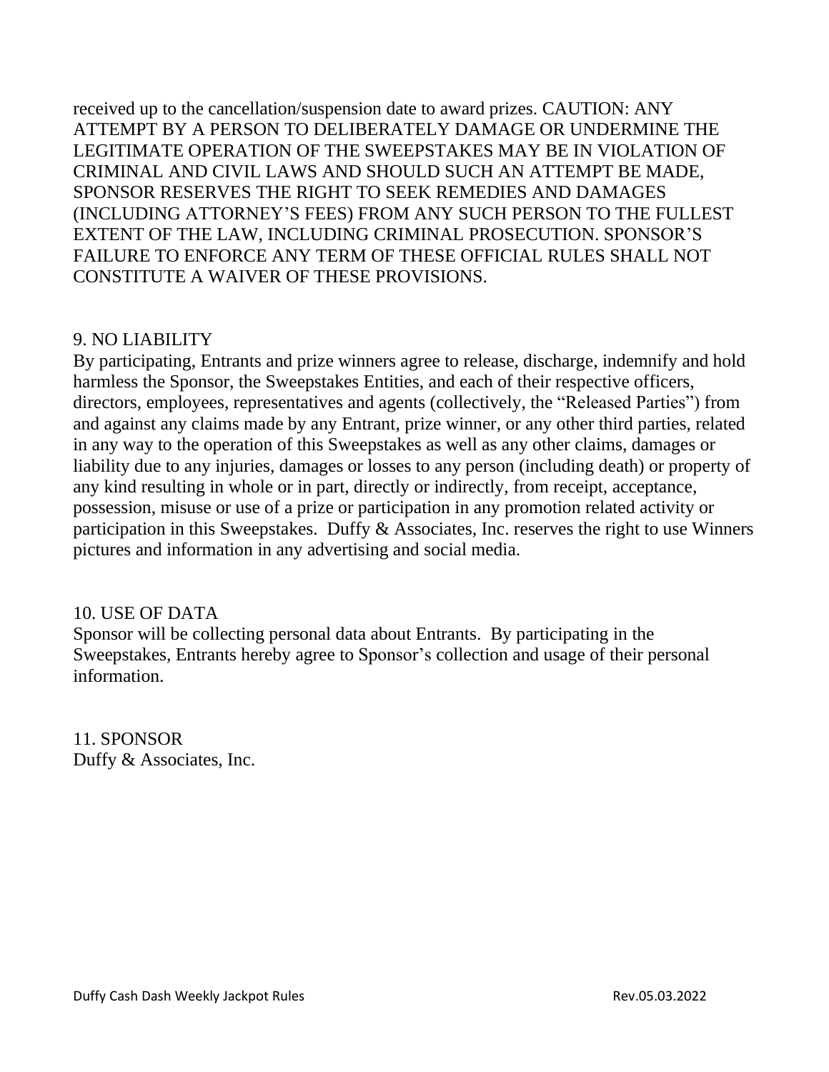received up to the cancellation/suspension date to award prizes. CAUTION: ANY ATTEMPT BY A PERSON TO DELIBERATELY DAMAGE OR UNDERMINE THE LEGITIMATE OPERATION OF THE SWEEPSTAKES MAY BE IN VIOLATION OF CRIMINAL AND CIVIL LAWS AND SHOULD SUCH AN ATTEMPT BE MADE, SPONSOR RESERVES THE RIGHT TO SEEK REMEDIES AND DAMAGES (INCLUDING ATTORNEY'S FEES) FROM ANY SUCH PERSON TO THE FULLEST EXTENT OF THE LAW, INCLUDING CRIMINAL PROSECUTION. SPONSOR'S FAILURE TO ENFORCE ANY TERM OF THESE OFFICIAL RULES SHALL NOT CONSTITUTE A WAIVER OF THESE PROVISIONS.

## 9. NO LIABILITY

By participating, Entrants and prize winners agree to release, discharge, indemnify and hold harmless the Sponsor, the Sweepstakes Entities, and each of their respective officers, directors, employees, representatives and agents (collectively, the "Released Parties") from and against any claims made by any Entrant, prize winner, or any other third parties, related in any way to the operation of this Sweepstakes as well as any other claims, damages or liability due to any injuries, damages or losses to any person (including death) or property of any kind resulting in whole or in part, directly or indirectly, from receipt, acceptance, possession, misuse or use of a prize or participation in any promotion related activity or participation in this Sweepstakes. Duffy & Associates, Inc. reserves the right to use Winners pictures and information in any advertising and social media.

## 10. USE OF DATA

Sponsor will be collecting personal data about Entrants. By participating in the Sweepstakes, Entrants hereby agree to Sponsor's collection and usage of their personal information.

## 11. SPONSOR

Duffy & Associates, Inc.